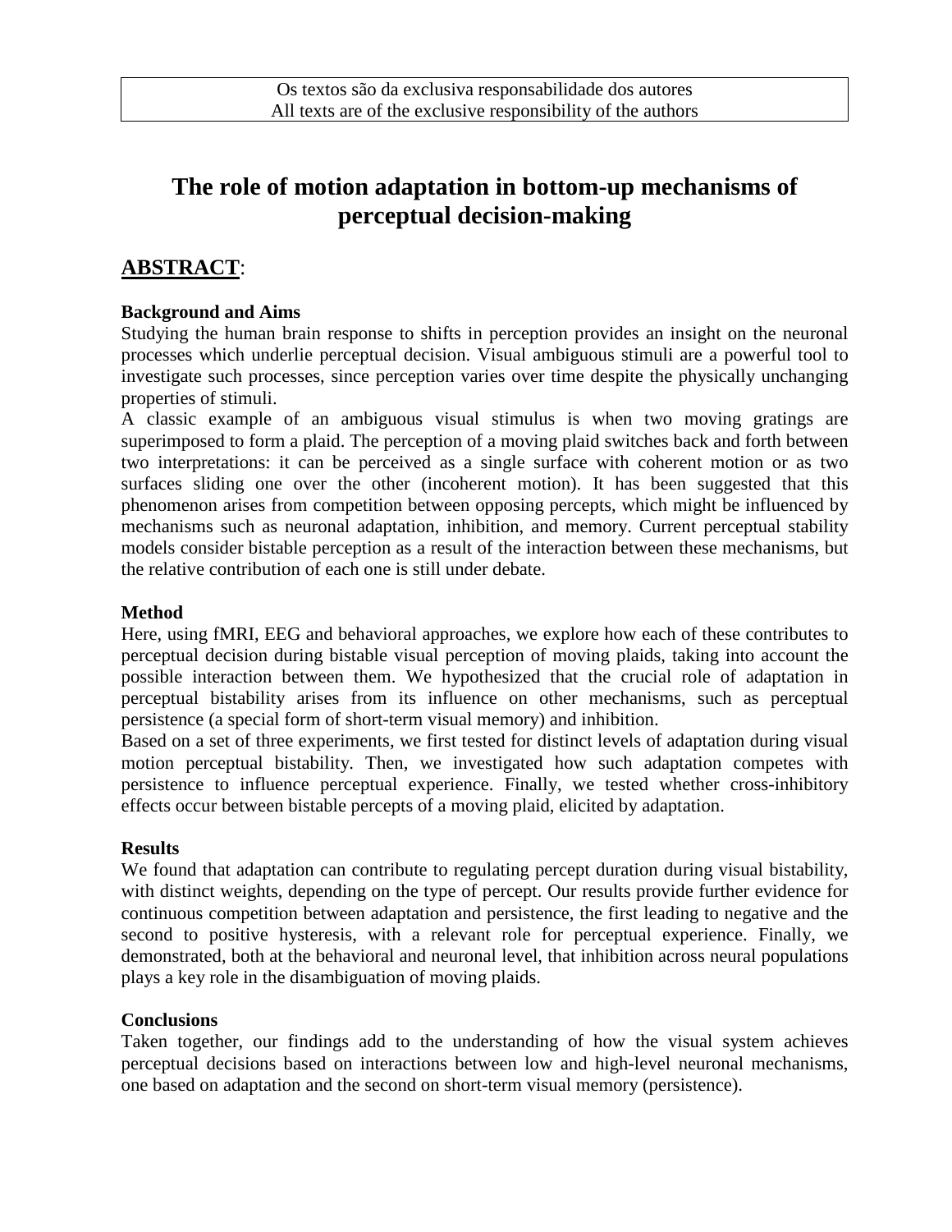Os textos são da exclusiva responsabilidade dos autores
All texts are of the exclusive responsibility of the authors

# The role of motion adaptation in bottom-up mechanisms of perceptual decision-making

## ABSTRACT:

**Background and Aims**

Studying the human brain response to shifts in perception provides an insight on the neuronal processes which underlie perceptual decision. Visual ambiguous stimuli are a powerful tool to investigate such processes, since perception varies over time despite the physically unchanging properties of stimuli.

A classic example of an ambiguous visual stimulus is when two moving gratings are superimposed to form a plaid. The perception of a moving plaid switches back and forth between two interpretations: it can be perceived as a single surface with coherent motion or as two surfaces sliding one over the other (incoherent motion). It has been suggested that this phenomenon arises from competition between opposing percepts, which might be influenced by mechanisms such as neuronal adaptation, inhibition, and memory. Current perceptual stability models consider bistable perception as a result of the interaction between these mechanisms, but the relative contribution of each one is still under debate.

**Method**

Here, using fMRI, EEG and behavioral approaches, we explore how each of these contributes to perceptual decision during bistable visual perception of moving plaids, taking into account the possible interaction between them. We hypothesized that the crucial role of adaptation in perceptual bistability arises from its influence on other mechanisms, such as perceptual persistence (a special form of short-term visual memory) and inhibition.

Based on a set of three experiments, we first tested for distinct levels of adaptation during visual motion perceptual bistability. Then, we investigated how such adaptation competes with persistence to influence perceptual experience. Finally, we tested whether cross-inhibitory effects occur between bistable percepts of a moving plaid, elicited by adaptation.

**Results**

We found that adaptation can contribute to regulating percept duration during visual bistability, with distinct weights, depending on the type of percept. Our results provide further evidence for continuous competition between adaptation and persistence, the first leading to negative and the second to positive hysteresis, with a relevant role for perceptual experience. Finally, we demonstrated, both at the behavioral and neuronal level, that inhibition across neural populations plays a key role in the disambiguation of moving plaids.

**Conclusions**

Taken together, our findings add to the understanding of how the visual system achieves perceptual decisions based on interactions between low and high-level neuronal mechanisms, one based on adaptation and the second on short-term visual memory (persistence).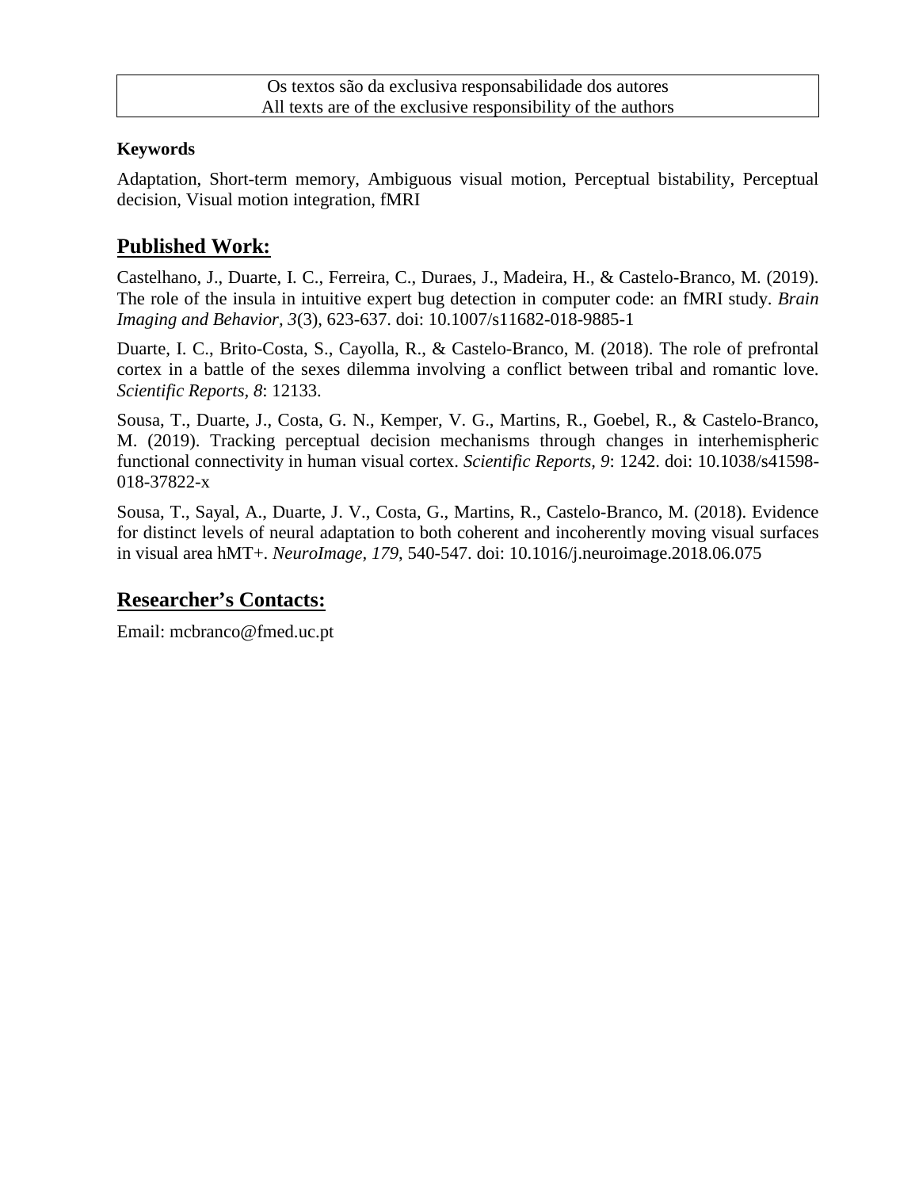Os textos são da exclusiva responsabilidade dos autores
All texts are of the exclusive responsibility of the authors

**Keywords**

Adaptation, Short-term memory, Ambiguous visual motion, Perceptual bistability, Perceptual decision, Visual motion integration, fMRI

## Published Work:

Castelhano, J., Duarte, I. C., Ferreira, C., Duraes, J., Madeira, H., & Castelo-Branco, M. (2019). The role of the insula in intuitive expert bug detection in computer code: an fMRI study. *Brain Imaging and Behavior, 3*(3), 623-637. doi: 10.1007/s11682-018-9885-1

Duarte, I. C., Brito-Costa, S., Cayolla, R., & Castelo-Branco, M. (2018). The role of prefrontal cortex in a battle of the sexes dilemma involving a conflict between tribal and romantic love. *Scientific Reports, 8*: 12133.

Sousa, T., Duarte, J., Costa, G. N., Kemper, V. G., Martins, R., Goebel, R., & Castelo-Branco, M. (2019). Tracking perceptual decision mechanisms through changes in interhemispheric functional connectivity in human visual cortex. *Scientific Reports, 9*: 1242. doi: 10.1038/s41598-018-37822-x

Sousa, T., Sayal, A., Duarte, J. V., Costa, G., Martins, R., Castelo-Branco, M. (2018). Evidence for distinct levels of neural adaptation to both coherent and incoherently moving visual surfaces in visual area hMT+. *NeuroImage, 179*, 540-547. doi: 10.1016/j.neuroimage.2018.06.075

## Researcher's Contacts:

Email: mcbranco@fmed.uc.pt